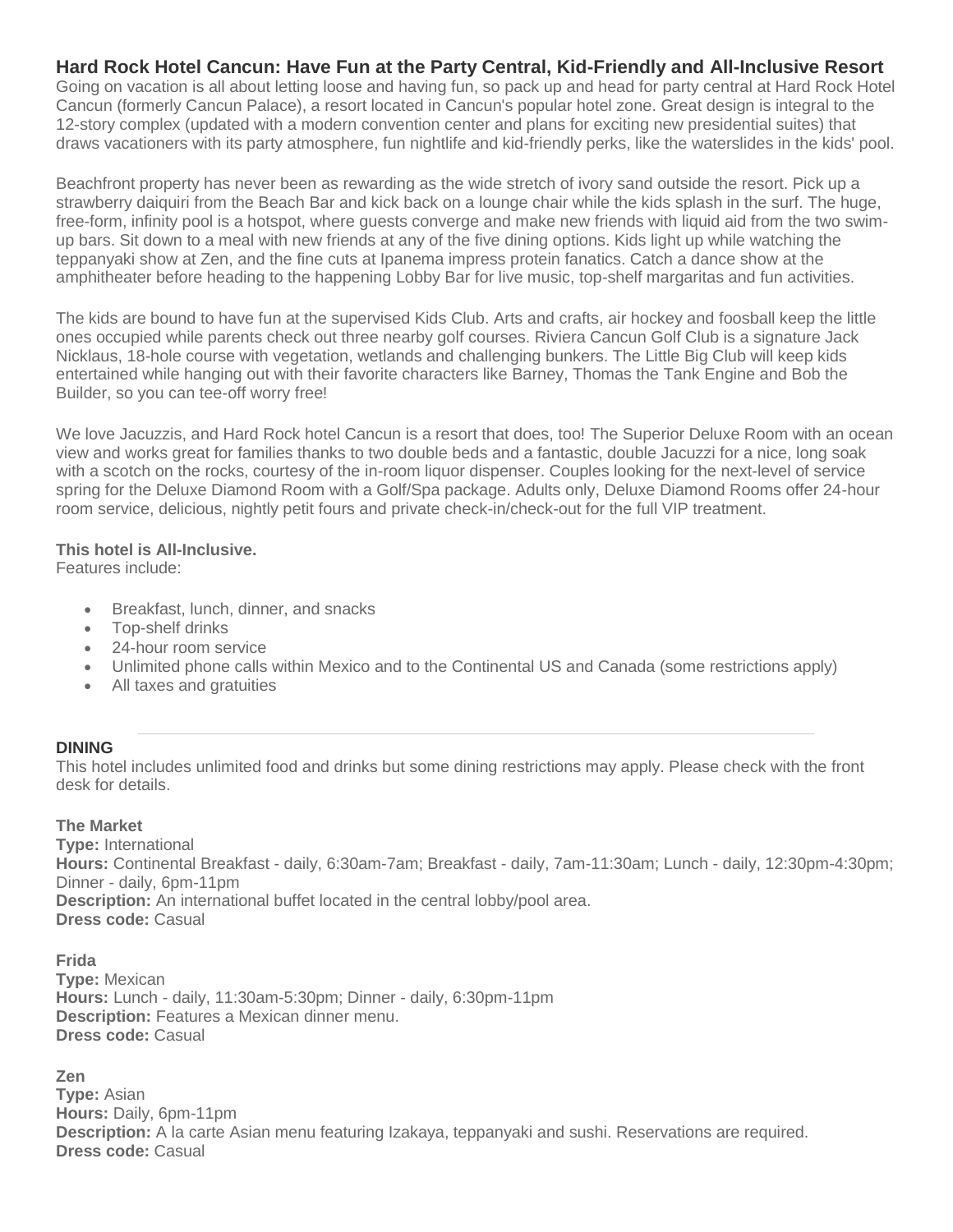# Hard Rock Hotel Cancun: Have Fun at the Party Central, Kid-Friendly and All-Inclusive Resort

Going on vacation is all about letting loose and having fun, so pack up and head for party central at Hard Rock Hotel Cancun (formerly Cancun Palace), a resort located in Cancun's popular hotel zone. Great design is integral to the 12-story complex (updated with a modern convention center and plans for exciting new presidential suites) that draws vacationers with its party atmosphere, fun nightlife and kid-friendly perks, like the waterslides in the kids' pool.

Beachfront property has never been as rewarding as the wide stretch of ivory sand outside the resort. Pick up a strawberry daiquiri from the Beach Bar and kick back on a lounge chair while the kids splash in the surf. The huge, free-form, infinity pool is a hotspot, where guests converge and make new friends with liquid aid from the two swim-up bars. Sit down to a meal with new friends at any of the five dining options. Kids light up while watching the teppanyaki show at Zen, and the fine cuts at Ipanema impress protein fanatics. Catch a dance show at the amphitheater before heading to the happening Lobby Bar for live music, top-shelf margaritas and fun activities.

The kids are bound to have fun at the supervised Kids Club. Arts and crafts, air hockey and foosball keep the little ones occupied while parents check out three nearby golf courses. Riviera Cancun Golf Club is a signature Jack Nicklaus, 18-hole course with vegetation, wetlands and challenging bunkers. The Little Big Club will keep kids entertained while hanging out with their favorite characters like Barney, Thomas the Tank Engine and Bob the Builder, so you can tee-off worry free!

We love Jacuzzis, and Hard Rock hotel Cancun is a resort that does, too! The Superior Deluxe Room with an ocean view and works great for families thanks to two double beds and a fantastic, double Jacuzzi for a nice, long soak with a scotch on the rocks, courtesy of the in-room liquor dispenser. Couples looking for the next-level of service spring for the Deluxe Diamond Room with a Golf/Spa package. Adults only, Deluxe Diamond Rooms offer 24-hour room service, delicious, nightly petit fours and private check-in/check-out for the full VIP treatment.

**This hotel is All-Inclusive.**
Features include:

- Breakfast, lunch, dinner, and snacks
- Top-shelf drinks
- 24-hour room service
- Unlimited phone calls within Mexico and to the Continental US and Canada (some restrictions apply)
- All taxes and gratuities

---

## DINING

This hotel includes unlimited food and drinks but some dining restrictions may apply. Please check with the front desk for details.

**The Market**
**Type:** International
**Hours:** Continental Breakfast - daily, 6:30am-7am; Breakfast - daily, 7am-11:30am; Lunch - daily, 12:30pm-4:30pm; Dinner - daily, 6pm-11pm
**Description:** An international buffet located in the central lobby/pool area.
**Dress code:** Casual

**Frida**
**Type:** Mexican
**Hours:** Lunch - daily, 11:30am-5:30pm; Dinner - daily, 6:30pm-11pm
**Description:** Features a Mexican dinner menu.
**Dress code:** Casual

**Zen**
**Type:** Asian
**Hours:** Daily, 6pm-11pm
**Description:** A la carte Asian menu featuring Izakaya, teppanyaki and sushi. Reservations are required.
**Dress code:** Casual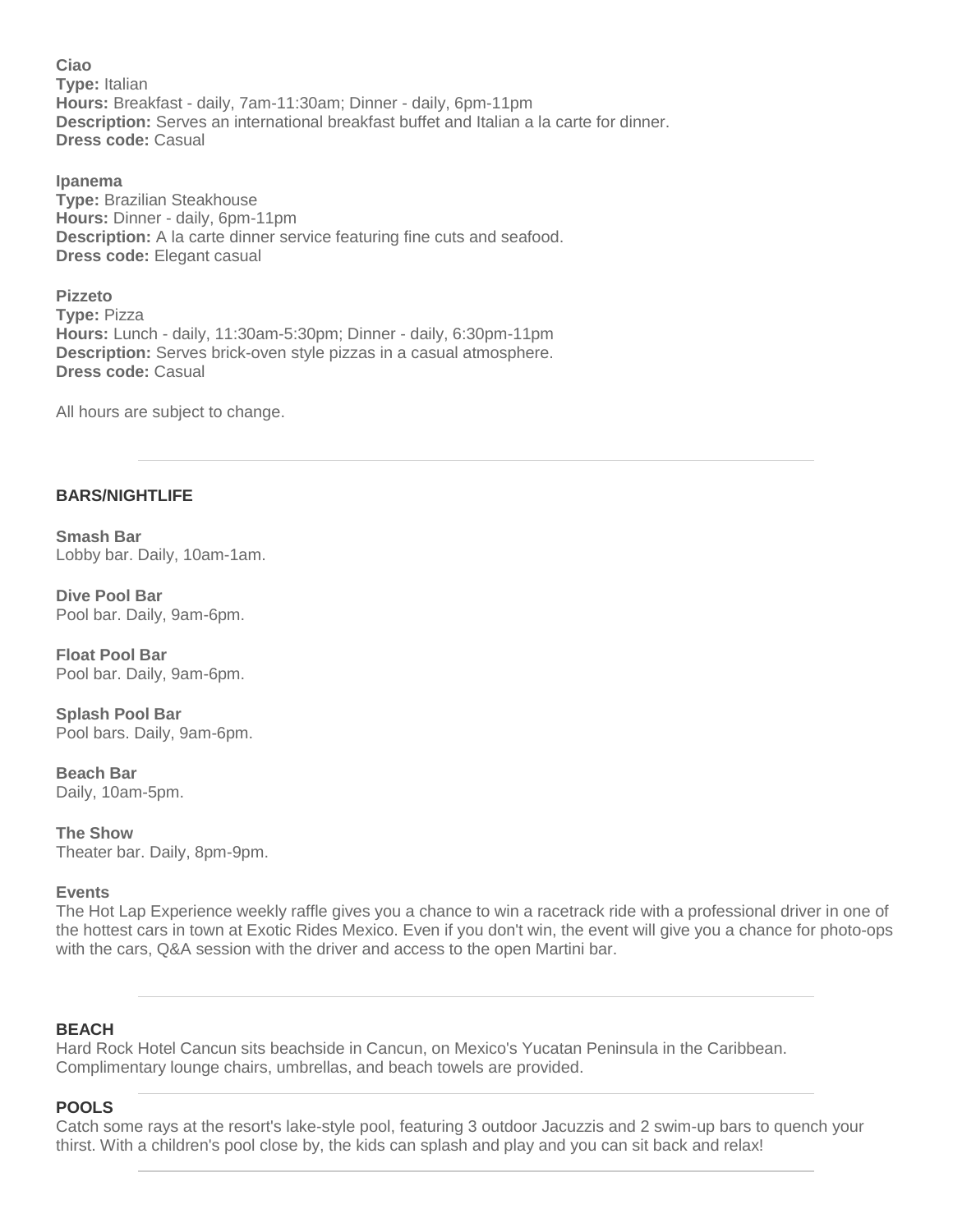**Ciao**
**Type:** Italian
**Hours:** Breakfast - daily, 7am-11:30am; Dinner - daily, 6pm-11pm
**Description:** Serves an international breakfast buffet and Italian a la carte for dinner.
**Dress code:** Casual

**Ipanema**
**Type:** Brazilian Steakhouse
**Hours:** Dinner - daily, 6pm-11pm
**Description:** A la carte dinner service featuring fine cuts and seafood.
**Dress code:** Elegant casual

**Pizzeto**
**Type:** Pizza
**Hours:** Lunch - daily, 11:30am-5:30pm; Dinner - daily, 6:30pm-11pm
**Description:** Serves brick-oven style pizzas in a casual atmosphere.
**Dress code:** Casual

All hours are subject to change.

---

## BARS/NIGHTLIFE

**Smash Bar**
Lobby bar. Daily, 10am-1am.

**Dive Pool Bar**
Pool bar. Daily, 9am-6pm.

**Float Pool Bar**
Pool bar. Daily, 9am-6pm.

**Splash Pool Bar**
Pool bars. Daily, 9am-6pm.

**Beach Bar**
Daily, 10am-5pm.

**The Show**
Theater bar. Daily, 8pm-9pm.

**Events**
The Hot Lap Experience weekly raffle gives you a chance to win a racetrack ride with a professional driver in one of the hottest cars in town at Exotic Rides Mexico. Even if you don't win, the event will give you a chance for photo-ops with the cars, Q&A session with the driver and access to the open Martini bar.

---

## BEACH

Hard Rock Hotel Cancun sits beachside in Cancun, on Mexico's Yucatan Peninsula in the Caribbean. Complimentary lounge chairs, umbrellas, and beach towels are provided.

---

## POOLS

Catch some rays at the resort's lake-style pool, featuring 3 outdoor Jacuzzis and 2 swim-up bars to quench your thirst. With a children's pool close by, the kids can splash and play and you can sit back and relax!

---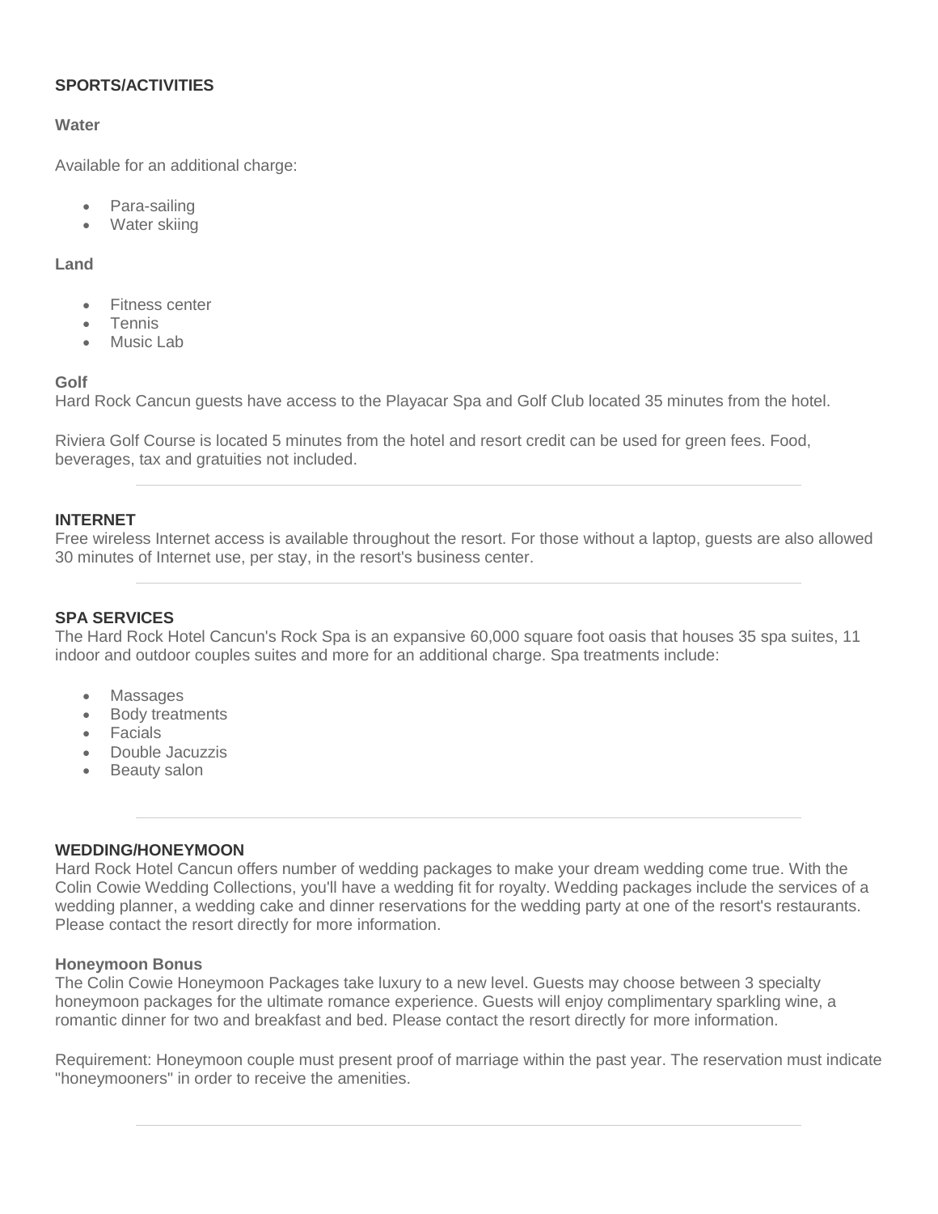**SPORTS/ACTIVITIES**

**Water**

Available for an additional charge:

- Para-sailing
- Water skiing

**Land**

- Fitness center
- Tennis
- Music Lab

**Golf**

Hard Rock Cancun guests have access to the Playacar Spa and Golf Club located 35 minutes from the hotel.

Riviera Golf Course is located 5 minutes from the hotel and resort credit can be used for green fees. Food, beverages, tax and gratuities not included.

---

**INTERNET**

Free wireless Internet access is available throughout the resort. For those without a laptop, guests are also allowed 30 minutes of Internet use, per stay, in the resort's business center.

---

**SPA SERVICES**

The Hard Rock Hotel Cancun's Rock Spa is an expansive 60,000 square foot oasis that houses 35 spa suites, 11 indoor and outdoor couples suites and more for an additional charge. Spa treatments include:

- Massages
- Body treatments
- Facials
- Double Jacuzzis
- Beauty salon

---

**WEDDING/HONEYMOON**

Hard Rock Hotel Cancun offers number of wedding packages to make your dream wedding come true. With the Colin Cowie Wedding Collections, you'll have a wedding fit for royalty. Wedding packages include the services of a wedding planner, a wedding cake and dinner reservations for the wedding party at one of the resort's restaurants. Please contact the resort directly for more information.

**Honeymoon Bonus**

The Colin Cowie Honeymoon Packages take luxury to a new level. Guests may choose between 3 specialty honeymoon packages for the ultimate romance experience. Guests will enjoy complimentary sparkling wine, a romantic dinner for two and breakfast and bed. Please contact the resort directly for more information.

Requirement: Honeymoon couple must present proof of marriage within the past year. The reservation must indicate "honeymooners" in order to receive the amenities.

---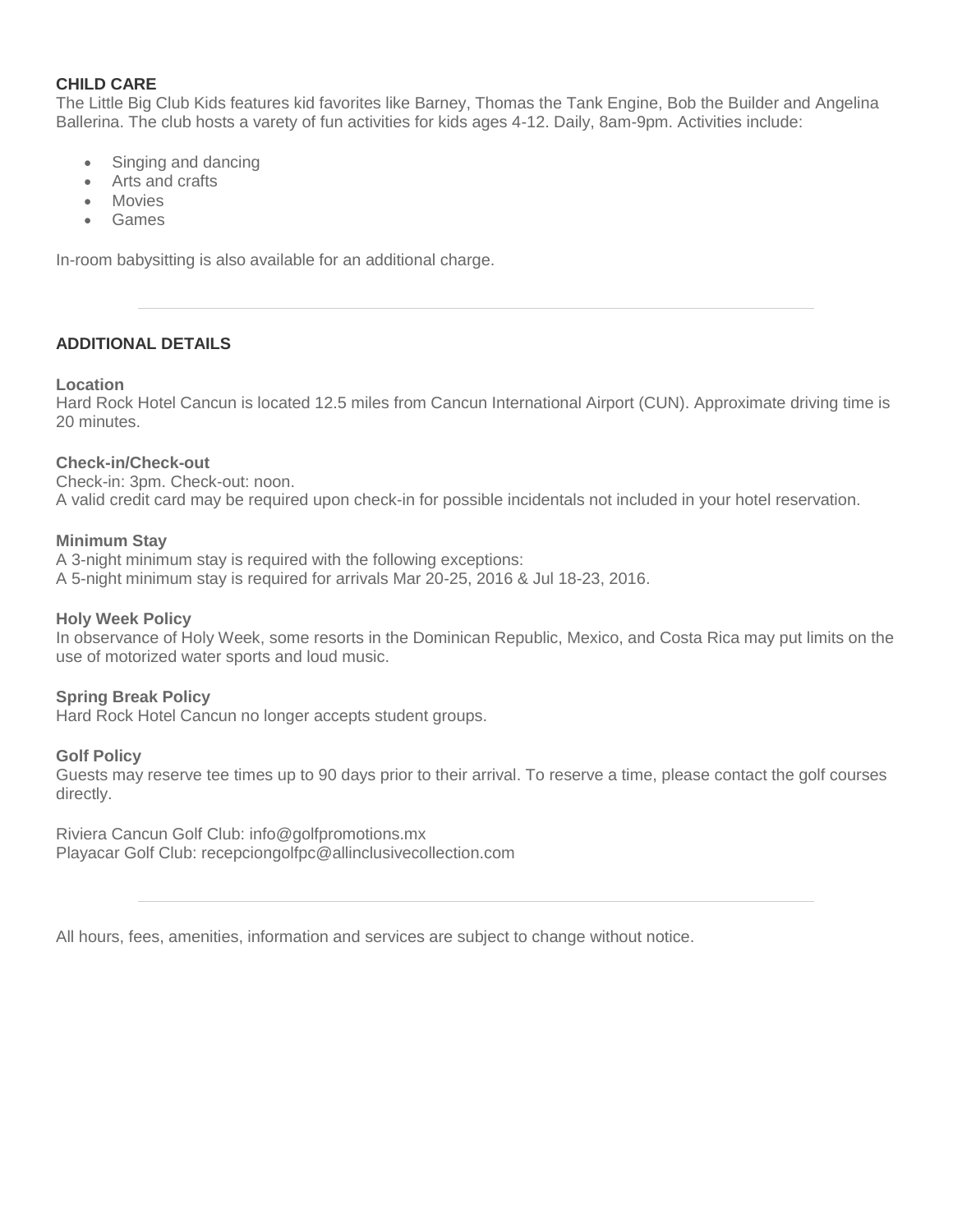## CHILD CARE

The Little Big Club Kids features kid favorites like Barney, Thomas the Tank Engine, Bob the Builder and Angelina Ballerina. The club hosts a varety of fun activities for kids ages 4-12. Daily, 8am-9pm. Activities include:

- Singing and dancing
- Arts and crafts
- Movies
- Games

In-room babysitting is also available for an additional charge.

---

## ADDITIONAL DETAILS

### Location

Hard Rock Hotel Cancun is located 12.5 miles from Cancun International Airport (CUN). Approximate driving time is 20 minutes.

### Check-in/Check-out

Check-in: 3pm. Check-out: noon.
A valid credit card may be required upon check-in for possible incidentals not included in your hotel reservation.

### Minimum Stay

A 3-night minimum stay is required with the following exceptions:
A 5-night minimum stay is required for arrivals Mar 20-25, 2016 & Jul 18-23, 2016.

### Holy Week Policy

In observance of Holy Week, some resorts in the Dominican Republic, Mexico, and Costa Rica may put limits on the use of motorized water sports and loud music.

### Spring Break Policy

Hard Rock Hotel Cancun no longer accepts student groups.

### Golf Policy

Guests may reserve tee times up to 90 days prior to their arrival. To reserve a time, please contact the golf courses directly.

Riviera Cancun Golf Club: info@golfpromotions.mx
Playacar Golf Club: recepciongolfpc@allinclusivecollection.com

---

All hours, fees, amenities, information and services are subject to change without notice.